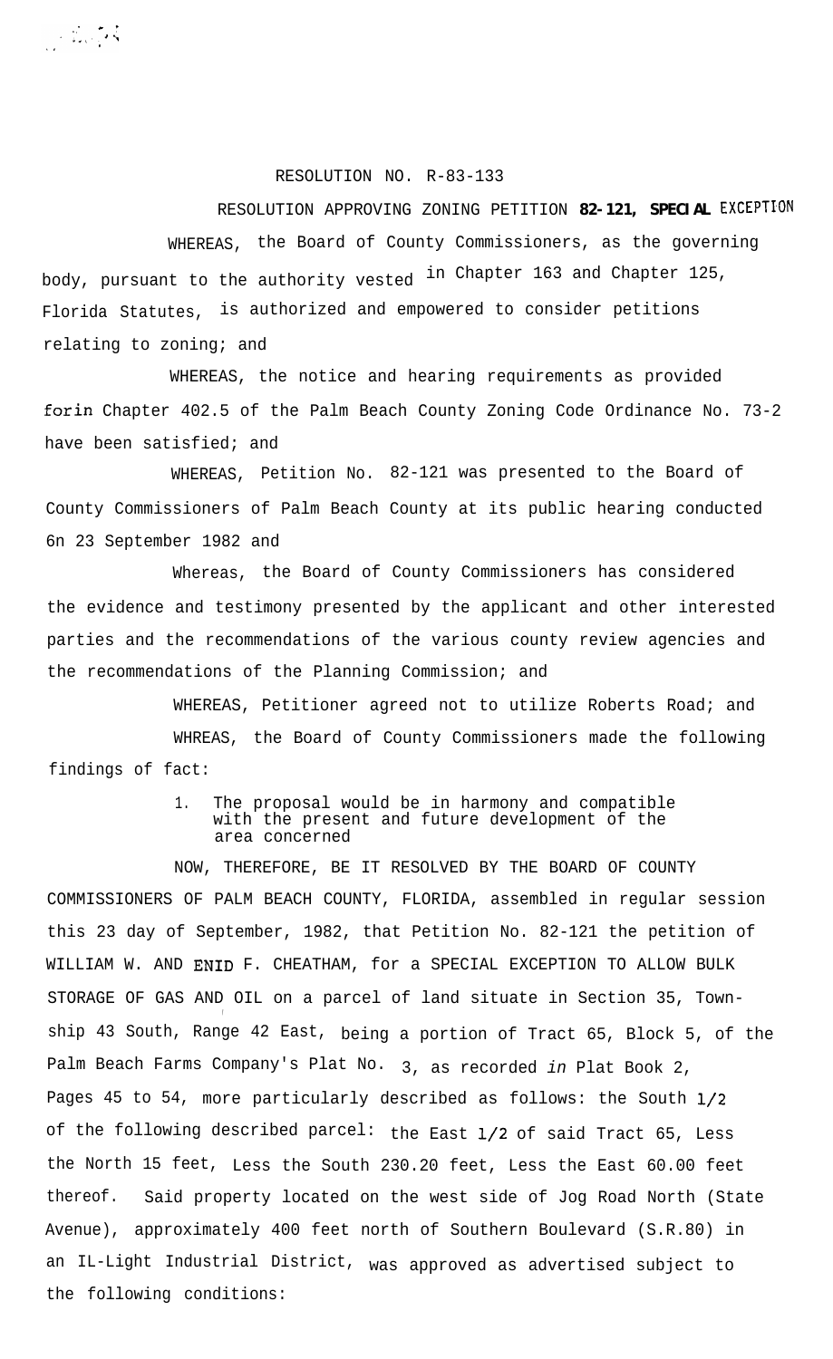RESOLUTION NO. R-83-133

RESOLUTION APPROVING ZONING PETITION **82-121, SPECIAL** EXCEPTION

WHEREAS, the Board of County Commissioners, as the governing body, pursuant to the authority vested in Chapter 163 and Chapter 125, Florida Statutes, is authorized and empowered to consider petitions relating to zoning; and

WHEREAS, the notice and hearing requirements as provided forin Chapter 402.5 of the Palm Beach County Zoning Code Ordinance No. 73-2 have been satisfied; and

WHEREAS, Petition No. 82-121 was presented to the Board of County Commissioners of Palm Beach County at its public hearing conducted 6n 23 September 1982 and

Whereas, the Board of County Commissioners has considered the evidence and testimony presented by the applicant and other interested parties and the recommendations of the various county review agencies and the recommendations of the Planning Commission; and

WHEREAS, Petitioner agreed not to utilize Roberts Road; and

WHREAS, the Board of County Commissioners made the following findings of fact:

1. The proposal would be in harmony and compatible with the present and future development of the area concerned

NOW, THEREFORE, BE IT RESOLVED BY THE BOARD OF COUNTY COMMISSIONERS OF PALM BEACH COUNTY, FLORIDA, assembled in regular session this 23 day of September, 1982, that Petition No. 82-121 the petition of WILLIAM W. AND ENID F. CHEATHAM, for a SPECIAL EXCEPTION TO ALLOW BULK STORAGE OF GAS AND OIL on a parcel of land situate in Section 35, Township 43 South, Range 42 East, being a portion of Tract 65, Block 5, of the Palm Beach Farms Company's Plat No. 3, as recorded *in* Plat Book 2, Pages 45 to 54, more particularly described as follows: the South 1/2 of the following described parcel: the East 1/2 of said Tract 65, Less the North 15 feet, Less the South 230.20 feet, Less the East 60.00 feet thereof. Said property located on the west side of Jog Road North (State Avenue), approximately 400 feet north of Southern Boulevard (S.R.80) in an IL-Light Industrial District, was approved as advertised subject to the following conditions: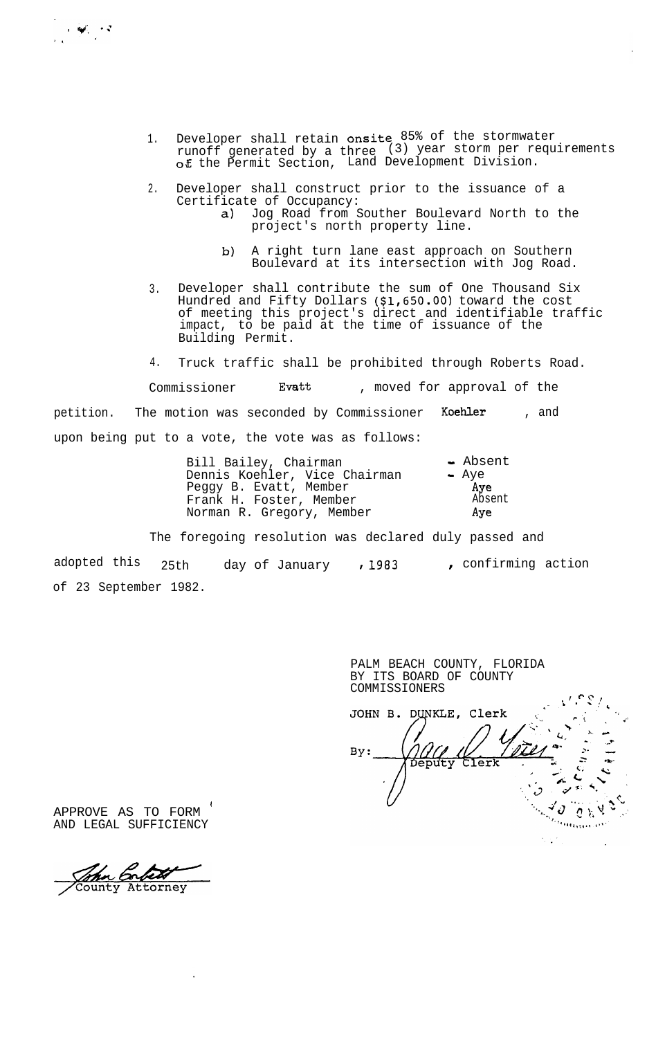1. Developer shall retain onsite 85% of the stormwater runoff generated by a three (3) year storm per requirements of the Permit Section, Land Development Division.

2. Developer shall construct prior to the issuance of a Certificate of Occupancy:
   a) Jog Road from Souther Boulevard North to the project's north property line.
   b) A right turn lane east approach on Southern Boulevard at its intersection with Jog Road.

3. Developer shall contribute the sum of One Thousand Six Hundred and Fifty Dollars ($1,650.00) toward the cost of meeting this project's direct and identifiable traffic impact, to be paid at the time of issuance of the Building Permit.

4. Truck traffic shall be prohibited through Roberts Road.

Commissioner Evatt, moved for approval of the petition. The motion was seconded by Commissioner Koehler, and upon being put to a vote, the vote was as follows:

| | |
|---|---|
| Bill Bailey, Chairman | - Absent |
| Dennis Koehler, Vice Chairman | - Aye |
| Peggy B. Evatt, Member | Aye |
| Frank H. Foster, Member | Absent |
| Norman R. Gregory, Member | Aye |

The foregoing resolution was declared duly passed and adopted this 25th day of January, 1983, confirming action of 23 September 1982.

PALM BEACH COUNTY, FLORIDA
BY ITS BOARD OF COUNTY COMMISSIONERS

JOHN B. DUNKLE, Clerk

By: ____________________
Deputy Clerk

APPROVE AS TO FORM
AND LEGAL SUFFICIENCY

____________________
County Attorney